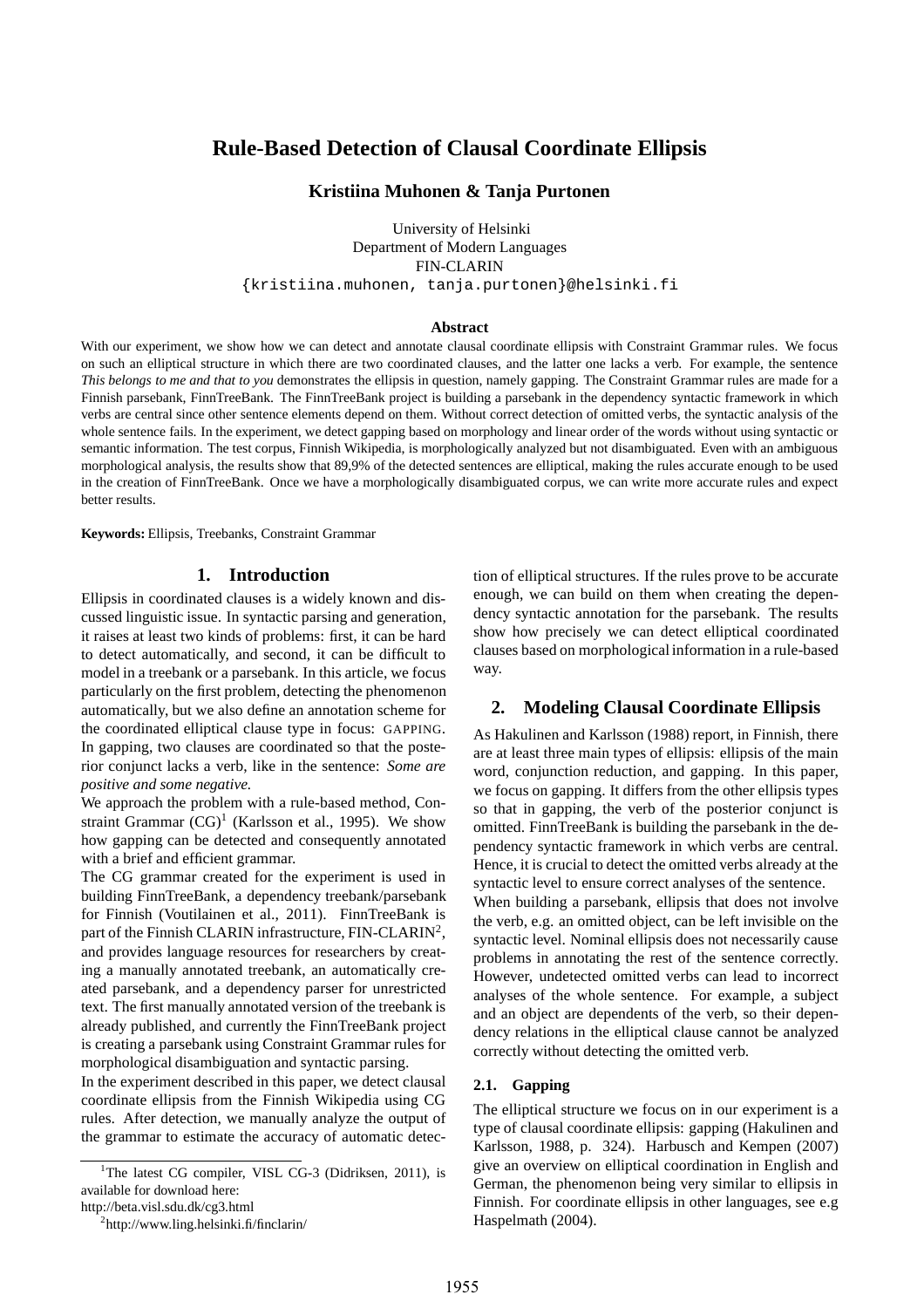# Rule-Based Detection of Clausal Coordinate Ellipsis

**Kristiina Muhonen & Tanja Purtonen**

University of Helsinki
Department of Modern Languages
FIN-CLARIN
{kristiina.muhonen, tanja.purtonen}@helsinki.fi

### Abstract

With our experiment, we show how we can detect and annotate clausal coordinate ellipsis with Constraint Grammar rules. We focus on such an elliptical structure in which there are two coordinated clauses, and the latter one lacks a verb. For example, the sentence *This belongs to me and that to you* demonstrates the ellipsis in question, namely gapping. The Constraint Grammar rules are made for a Finnish parsebank, FinnTreeBank. The FinnTreeBank project is building a parsebank in the dependency syntactic framework in which verbs are central since other sentence elements depend on them. Without correct detection of omitted verbs, the syntactic analysis of the whole sentence fails. In the experiment, we detect gapping based on morphology and linear order of the words without using syntactic or semantic information. The test corpus, Finnish Wikipedia, is morphologically analyzed but not disambiguated. Even with an ambiguous morphological analysis, the results show that 89,9% of the detected sentences are elliptical, making the rules accurate enough to be used in the creation of FinnTreeBank. Once we have a morphologically disambiguated corpus, we can write more accurate rules and expect better results.

**Keywords:** Ellipsis, Treebanks, Constraint Grammar

## 1. Introduction

Ellipsis in coordinated clauses is a widely known and discussed linguistic issue. In syntactic parsing and generation, it raises at least two kinds of problems: first, it can be hard to detect automatically, and second, it can be difficult to model in a treebank or a parsebank. In this article, we focus particularly on the first problem, detecting the phenomenon automatically, but we also define an annotation scheme for the coordinated elliptical clause type in focus: GAPPING. In gapping, two clauses are coordinated so that the posterior conjunct lacks a verb, like in the sentence: *Some are positive and some negative.*

We approach the problem with a rule-based method, Constraint Grammar (CG)[1] (Karlsson et al., 1995). We show how gapping can be detected and consequently annotated with a brief and efficient grammar.

The CG grammar created for the experiment is used in building FinnTreeBank, a dependency treebank/parsebank for Finnish (Voutilainen et al., 2011). FinnTreeBank is part of the Finnish CLARIN infrastructure, FIN-CLARIN[2], and provides language resources for researchers by creating a manually annotated treebank, an automatically created parsebank, and a dependency parser for unrestricted text. The first manually annotated version of the treebank is already published, and currently the FinnTreeBank project is creating a parsebank using Constraint Grammar rules for morphological disambiguation and syntactic parsing.

In the experiment described in this paper, we detect clausal coordinate ellipsis from the Finnish Wikipedia using CG rules. After detection, we manually analyze the output of the grammar to estimate the accuracy of automatic detection of elliptical structures. If the rules prove to be accurate enough, we can build on them when creating the dependency syntactic annotation for the parsebank. The results show how precisely we can detect elliptical coordinated clauses based on morphological information in a rule-based way.

## 2. Modeling Clausal Coordinate Ellipsis

As Hakulinen and Karlsson (1988) report, in Finnish, there are at least three main types of ellipsis: ellipsis of the main word, conjunction reduction, and gapping. In this paper, we focus on gapping. It differs from the other ellipsis types so that in gapping, the verb of the posterior conjunct is omitted. FinnTreeBank is building the parsebank in the dependency syntactic framework in which verbs are central. Hence, it is crucial to detect the omitted verbs already at the syntactic level to ensure correct analyses of the sentence.

When building a parsebank, ellipsis that does not involve the verb, e.g. an omitted object, can be left invisible on the syntactic level. Nominal ellipsis does not necessarily cause problems in annotating the rest of the sentence correctly. However, undetected omitted verbs can lead to incorrect analyses of the whole sentence. For example, a subject and an object are dependents of the verb, so their dependency relations in the elliptical clause cannot be analyzed correctly without detecting the omitted verb.

### 2.1. Gapping

The elliptical structure we focus on in our experiment is a type of clausal coordinate ellipsis: gapping (Hakulinen and Karlsson, 1988, p. 324). Harbusch and Kempen (2007) give an overview on elliptical coordination in English and German, the phenomenon being very similar to ellipsis in Finnish. For coordinate ellipsis in other languages, see e.g Haspelmath (2004).

[1] The latest CG compiler, VISL CG-3 (Didriksen, 2011), is available for download here:
http://beta.visl.sdu.dk/cg3.html

[2] http://www.ling.helsinki.fi/finclarin/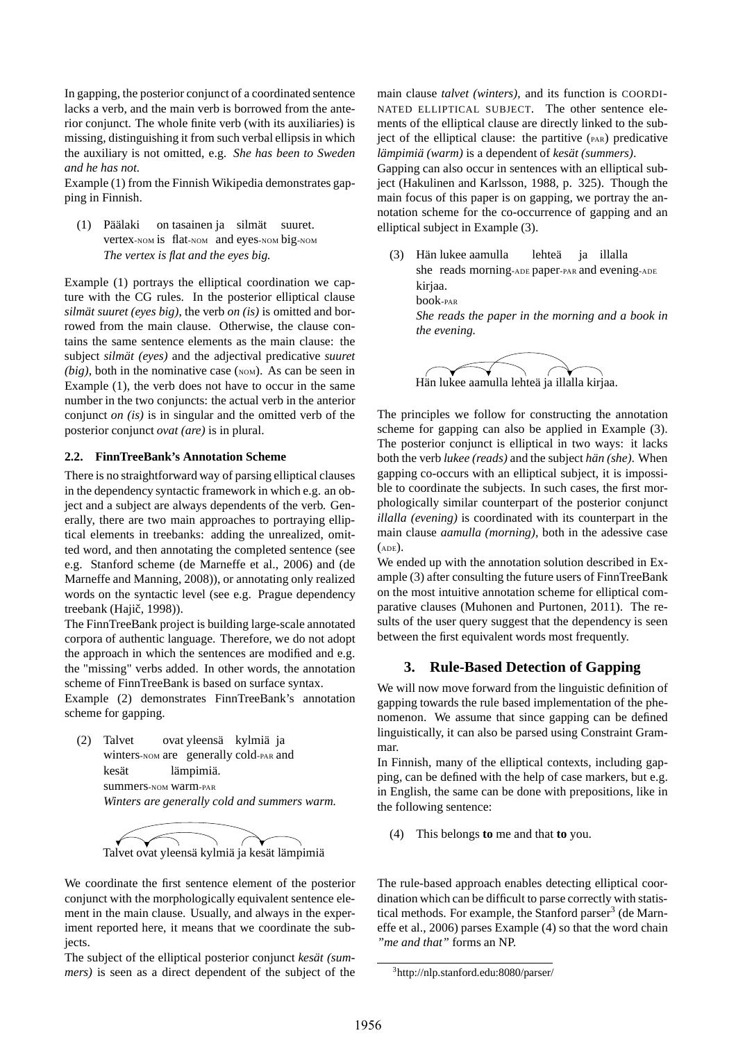In gapping, the posterior conjunct of a coordinated sentence lacks a verb, and the main verb is borrowed from the anterior conjunct. The whole finite verb (with its auxiliaries) is missing, distinguishing it from such verbal ellipsis in which the auxiliary is not omitted, e.g. *She has been to Sweden and he has not.*

Example (1) from the Finnish Wikipedia demonstrates gapping in Finnish.

(1) Päälaki on tasainen ja silmät suuret.
vertex-NOM is flat-NOM and eyes-NOM big-NOM
*The vertex is flat and the eyes big.*

Example (1) portrays the elliptical coordination we capture with the CG rules. In the posterior elliptical clause *silmät suuret (eyes big)*, the verb *on (is)* is omitted and borrowed from the main clause. Otherwise, the clause contains the same sentence elements as the main clause: the subject *silmät (eyes)* and the adjectival predicative *suuret (big)*, both in the nominative case (NOM). As can be seen in Example (1), the verb does not have to occur in the same number in the two conjuncts: the actual verb in the anterior conjunct *on (is)* is in singular and the omitted verb of the posterior conjunct *ovat (are)* is in plural.

### 2.2. FinnTreeBank's Annotation Scheme

There is no straightforward way of parsing elliptical clauses in the dependency syntactic framework in which e.g. an object and a subject are always dependents of the verb. Generally, there are two main approaches to portraying elliptical elements in treebanks: adding the unrealized, omitted word, and then annotating the completed sentence (see e.g. Stanford scheme (de Marneffe et al., 2006) and (de Marneffe and Manning, 2008)), or annotating only realized words on the syntactic level (see e.g. Prague dependency treebank (Hajič, 1998)).

The FinnTreeBank project is building large-scale annotated corpora of authentic language. Therefore, we do not adopt the approach in which the sentences are modified and e.g. the "missing" verbs added. In other words, the annotation scheme of FinnTreeBank is based on surface syntax.

Example (2) demonstrates FinnTreeBank's annotation scheme for gapping.

(2) Talvet ovat yleensä kylmiä ja
winters-NOM are generally cold-PAR and
kesät lämpimiä.
summers-NOM warm-PAR
*Winters are generally cold and summers warm.*

Talvet ovat yleensä kylmiä ja kesät lämpimiä

We coordinate the first sentence element of the posterior conjunct with the morphologically equivalent sentence element in the main clause. Usually, and always in the experiment reported here, it means that we coordinate the subjects.

The subject of the elliptical posterior conjunct *kesät (summers)* is seen as a direct dependent of the subject of the main clause *talvet (winters)*, and its function is COORDINATED ELLIPTICAL SUBJECT. The other sentence elements of the elliptical clause are directly linked to the subject of the elliptical clause: the partitive (PAR) predicative *lämpimiä (warm)* is a dependent of *kesät (summers)*.

Gapping can also occur in sentences with an elliptical subject (Hakulinen and Karlsson, 1988, p. 325). Though the main focus of this paper is on gapping, we portray the annotation scheme for the co-occurrence of gapping and an elliptical subject in Example (3).

(3) Hän lukee aamulla lehteä ja illalla
she reads morning-ADE paper-PAR and evening-ADE
kirjaa.
book-PAR
*She reads the paper in the morning and a book in the evening.*

Hän lukee aamulla lehteä ja illalla kirjaa.

The principles we follow for constructing the annotation scheme for gapping can also be applied in Example (3). The posterior conjunct is elliptical in two ways: it lacks both the verb *lukee (reads)* and the subject *hän (she)*. When gapping co-occurs with an elliptical subject, it is impossible to coordinate the subjects. In such cases, the first morphologically similar counterpart of the posterior conjunct *illalla (evening)* is coordinated with its counterpart in the main clause *aamulla (morning)*, both in the adessive case (ADE).

We ended up with the annotation solution described in Example (3) after consulting the future users of FinnTreeBank on the most intuitive annotation scheme for elliptical comparative clauses (Muhonen and Purtonen, 2011). The results of the user query suggest that the dependency is seen between the first equivalent words most frequently.

## 3. Rule-Based Detection of Gapping

We will now move forward from the linguistic definition of gapping towards the rule based implementation of the phenomenon. We assume that since gapping can be defined linguistically, it can also be parsed using Constraint Grammar.

In Finnish, many of the elliptical contexts, including gapping, can be defined with the help of case markers, but e.g. in English, the same can be done with prepositions, like in the following sentence:

(4) This belongs **to** me and that **to** you.

The rule-based approach enables detecting elliptical coordination which can be difficult to parse correctly with statistical methods. For example, the Stanford parser[3] (de Marneffe et al., 2006) parses Example (4) so that the word chain *"me and that"* forms an NP.

[3] http://nlp.stanford.edu:8080/parser/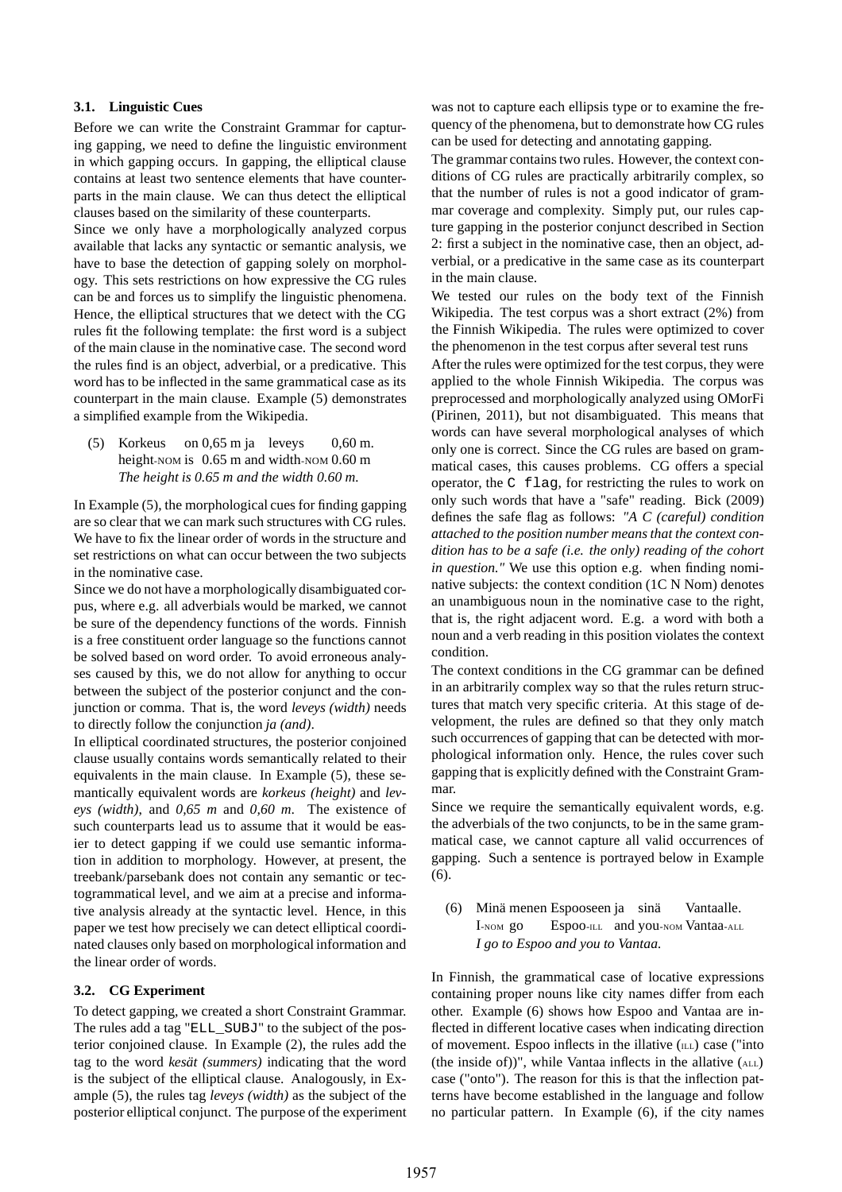### 3.1. Linguistic Cues

Before we can write the Constraint Grammar for capturing gapping, we need to define the linguistic environment in which gapping occurs. In gapping, the elliptical clause contains at least two sentence elements that have counterparts in the main clause. We can thus detect the elliptical clauses based on the similarity of these counterparts.

Since we only have a morphologically analyzed corpus available that lacks any syntactic or semantic analysis, we have to base the detection of gapping solely on morphology. This sets restrictions on how expressive the CG rules can be and forces us to simplify the linguistic phenomena. Hence, the elliptical structures that we detect with the CG rules fit the following template: the first word is a subject of the main clause in the nominative case. The second word the rules find is an object, adverbial, or a predicative. This word has to be inflected in the same grammatical case as its counterpart in the main clause. Example (5) demonstrates a simplified example from the Wikipedia.

(5) Korkeus on 0,65 m ja leveys 0,60 m.
height-NOM is 0.65 m and width-NOM 0.60 m
*The height is 0.65 m and the width 0.60 m.*

In Example (5), the morphological cues for finding gapping are so clear that we can mark such structures with CG rules. We have to fix the linear order of words in the structure and set restrictions on what can occur between the two subjects in the nominative case.

Since we do not have a morphologically disambiguated corpus, where e.g. all adverbials would be marked, we cannot be sure of the dependency functions of the words. Finnish is a free constituent order language so the functions cannot be solved based on word order. To avoid erroneous analyses caused by this, we do not allow for anything to occur between the subject of the posterior conjunct and the conjunction or comma. That is, the word *leveys (width)* needs to directly follow the conjunction *ja (and)*.

In elliptical coordinated structures, the posterior conjoined clause usually contains words semantically related to their equivalents in the main clause. In Example (5), these semantically equivalent words are *korkeus (height)* and *leveys (width)*, and *0,65 m* and *0,60 m*. The existence of such counterparts lead us to assume that it would be easier to detect gapping if we could use semantic information in addition to morphology. However, at present, the treebank/parsebank does not contain any semantic or tectogrammatical level, and we aim at a precise and informative analysis already at the syntactic level. Hence, in this paper we test how precisely we can detect elliptical coordinated clauses only based on morphological information and the linear order of words.

### 3.2. CG Experiment

To detect gapping, we created a short Constraint Grammar. The rules add a tag "ELL_SUBJ" to the subject of the posterior conjoined clause. In Example (2), the rules add the tag to the word *kesät (summers)* indicating that the word is the subject of the elliptical clause. Analogously, in Example (5), the rules tag *leveys (width)* as the subject of the posterior elliptical conjunct. The purpose of the experiment was not to capture each ellipsis type or to examine the frequency of the phenomena, but to demonstrate how CG rules can be used for detecting and annotating gapping.

The grammar contains two rules. However, the context conditions of CG rules are practically arbitrarily complex, so that the number of rules is not a good indicator of grammar coverage and complexity. Simply put, our rules capture gapping in the posterior conjunct described in Section 2: first a subject in the nominative case, then an object, adverbial, or a predicative in the same case as its counterpart in the main clause.

We tested our rules on the body text of the Finnish Wikipedia. The test corpus was a short extract (2%) from the Finnish Wikipedia. The rules were optimized to cover the phenomenon in the test corpus after several test runs

After the rules were optimized for the test corpus, they were applied to the whole Finnish Wikipedia. The corpus was preprocessed and morphologically analyzed using OMorFi (Pirinen, 2011), but not disambiguated. This means that words can have several morphological analyses of which only one is correct. Since the CG rules are based on grammatical cases, this causes problems. CG offers a special operator, the `C flag`, for restricting the rules to work on only such words that have a "safe" reading. Bick (2009) defines the safe flag as follows: *"A C (careful) condition attached to the position number means that the context condition has to be a safe (i.e. the only) reading of the cohort in question."* We use this option e.g. when finding nominative subjects: the context condition (1C N Nom) denotes an unambiguous noun in the nominative case to the right, that is, the right adjacent word. E.g. a word with both a noun and a verb reading in this position violates the context condition.

The context conditions in the CG grammar can be defined in an arbitrarily complex way so that the rules return structures that match very specific criteria. At this stage of development, the rules are defined so that they only match such occurrences of gapping that can be detected with morphological information only. Hence, the rules cover such gapping that is explicitly defined with the Constraint Grammar.

Since we require the semantically equivalent words, e.g. the adverbials of the two conjuncts, to be in the same grammatical case, we cannot capture all valid occurrences of gapping. Such a sentence is portrayed below in Example (6).

(6) Minä menen Espooseen ja sinä Vantaalle.
I-NOM go Espoo-ILL and you-NOM Vantaa-ALL
*I go to Espoo and you to Vantaa.*

In Finnish, the grammatical case of locative expressions containing proper nouns like city names differ from each other. Example (6) shows how Espoo and Vantaa are inflected in different locative cases when indicating direction of movement. Espoo inflects in the illative (ILL) case ("into (the inside of))", while Vantaa inflects in the allative (ALL) case ("onto"). The reason for this is that the inflection patterns have become established in the language and follow no particular pattern. In Example (6), if the city names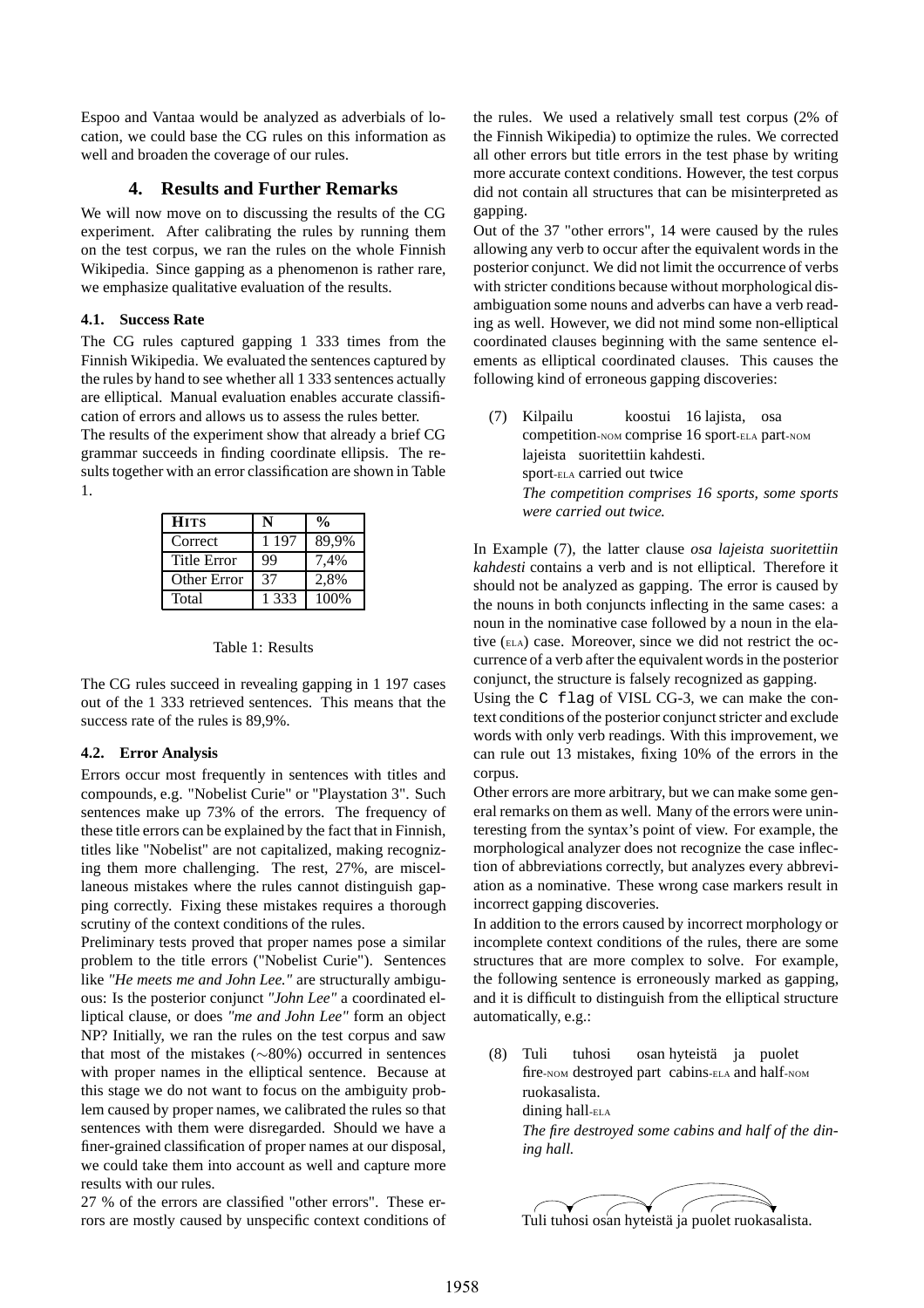Espoo and Vantaa would be analyzed as adverbials of location, we could base the CG rules on this information as well and broaden the coverage of our rules.

## 4. Results and Further Remarks

We will now move on to discussing the results of the CG experiment. After calibrating the rules by running them on the test corpus, we ran the rules on the whole Finnish Wikipedia. Since gapping as a phenomenon is rather rare, we emphasize qualitative evaluation of the results.

### 4.1. Success Rate

The CG rules captured gapping 1 333 times from the Finnish Wikipedia. We evaluated the sentences captured by the rules by hand to see whether all 1 333 sentences actually are elliptical. Manual evaluation enables accurate classification of errors and allows us to assess the rules better.

The results of the experiment show that already a brief CG grammar succeeds in finding coordinate ellipsis. The results together with an error classification are shown in Table 1.

| HITS | N | % |
|---|---|---|
| Correct | 1 197 | 89,9% |
| Title Error | 99 | 7,4% |
| Other Error | 37 | 2,8% |
| Total | 1 333 | 100% |

Table 1: Results

The CG rules succeed in revealing gapping in 1 197 cases out of the 1 333 retrieved sentences. This means that the success rate of the rules is 89,9%.

### 4.2. Error Analysis

Errors occur most frequently in sentences with titles and compounds, e.g. "Nobelist Curie" or "Playstation 3". Such sentences make up 73% of the errors. The frequency of these title errors can be explained by the fact that in Finnish, titles like "Nobelist" are not capitalized, making recognizing them more challenging. The rest, 27%, are miscellaneous mistakes where the rules cannot distinguish gapping correctly. Fixing these mistakes requires a thorough scrutiny of the context conditions of the rules.

Preliminary tests proved that proper names pose a similar problem to the title errors ("Nobelist Curie"). Sentences like *"He meets me and John Lee."* are structurally ambiguous: Is the posterior conjunct *"John Lee"* a coordinated elliptical clause, or does *"me and John Lee"* form an object NP? Initially, we ran the rules on the test corpus and saw that most of the mistakes (∼80%) occurred in sentences with proper names in the elliptical sentence. Because at this stage we do not want to focus on the ambiguity problem caused by proper names, we calibrated the rules so that sentences with them were disregarded. Should we have a finer-grained classification of proper names at our disposal, we could take them into account as well and capture more results with our rules.

27 % of the errors are classified "other errors". These errors are mostly caused by unspecific context conditions of the rules. We used a relatively small test corpus (2% of the Finnish Wikipedia) to optimize the rules. We corrected all other errors but title errors in the test phase by writing more accurate context conditions. However, the test corpus did not contain all structures that can be misinterpreted as gapping.

Out of the 37 "other errors", 14 were caused by the rules allowing any verb to occur after the equivalent words in the posterior conjunct. We did not limit the occurrence of verbs with stricter conditions because without morphological disambiguation some nouns and adverbs can have a verb reading as well. However, we did not mind some non-elliptical coordinated clauses beginning with the same sentence elements as elliptical coordinated clauses. This causes the following kind of erroneous gapping discoveries:

(7) Kilpailu koostui 16 lajista, osa
competition-NOM comprise 16 sport-ELA part-NOM
lajeista suoritettiin kahdesti.
sport-ELA carried out twice
*The competition comprises 16 sports, some sports were carried out twice.*

In Example (7), the latter clause *osa lajeista suoritettiin kahdesti* contains a verb and is not elliptical. Therefore it should not be analyzed as gapping. The error is caused by the nouns in both conjuncts inflecting in the same cases: a noun in the nominative case followed by a noun in the elative (ELA) case. Moreover, since we did not restrict the occurrence of a verb after the equivalent words in the posterior conjunct, the structure is falsely recognized as gapping.

Using the `C flag` of VISL CG-3, we can make the context conditions of the posterior conjunct stricter and exclude words with only verb readings. With this improvement, we can rule out 13 mistakes, fixing 10% of the errors in the corpus.

Other errors are more arbitrary, but we can make some general remarks on them as well. Many of the errors were uninteresting from the syntax's point of view. For example, the morphological analyzer does not recognize the case inflection of abbreviations correctly, but analyzes every abbreviation as a nominative. These wrong case markers result in incorrect gapping discoveries.

In addition to the errors caused by incorrect morphology or incomplete context conditions of the rules, there are some structures that are more complex to solve. For example, the following sentence is erroneously marked as gapping, and it is difficult to distinguish from the elliptical structure automatically, e.g.:

(8) Tuli tuhosi osan hyteistä ja puolet
fire-NOM destroyed part cabins-ELA and half-NOM
ruokasalista.
dining hall-ELA
*The fire destroyed some cabins and half of the dining hall.*

Tuli tuhosi osan hyteistä ja puolet ruokasalista.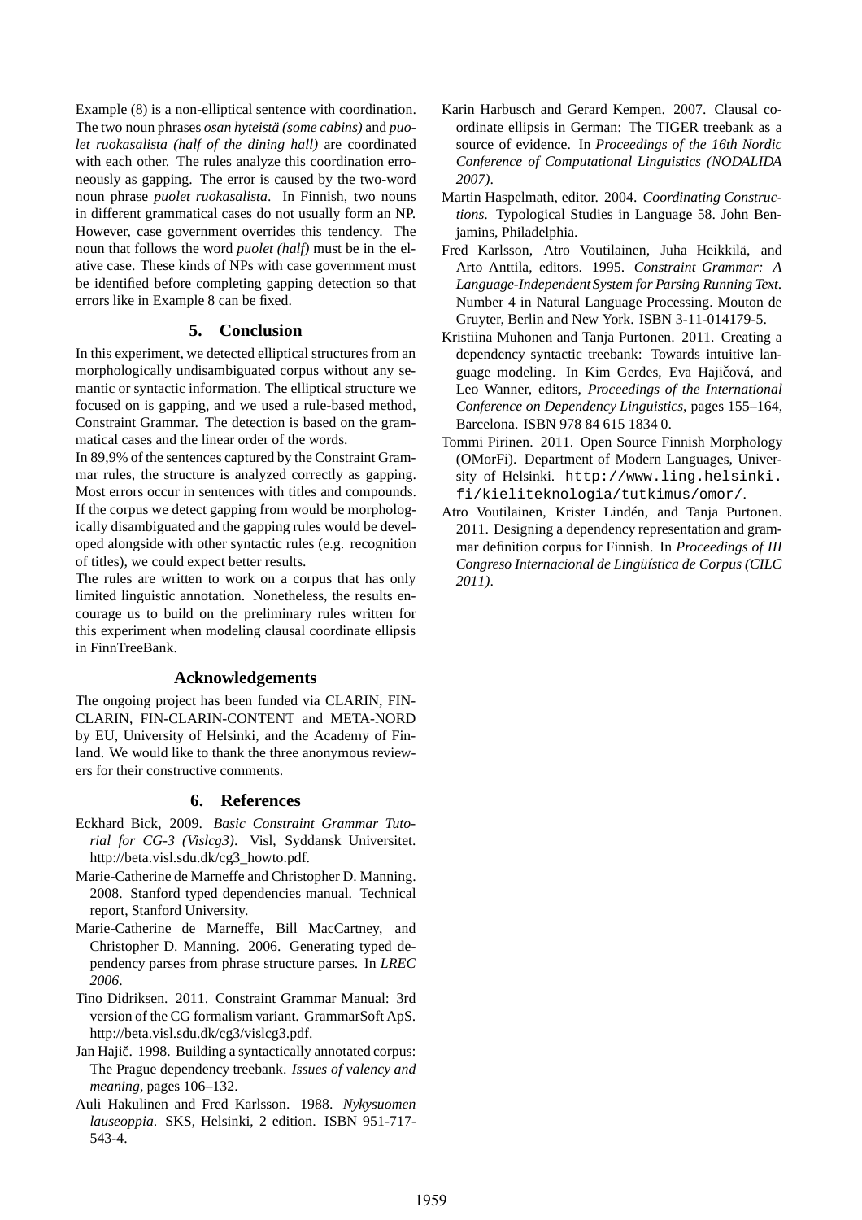Example (8) is a non-elliptical sentence with coordination. The two noun phrases *osan hyteistä (some cabins)* and *puolet ruokasalista (half of the dining hall)* are coordinated with each other. The rules analyze this coordination erroneously as gapping. The error is caused by the two-word noun phrase *puolet ruokasalista*. In Finnish, two nouns in different grammatical cases do not usually form an NP. However, case government overrides this tendency. The noun that follows the word *puolet (half)* must be in the elative case. These kinds of NPs with case government must be identified before completing gapping detection so that errors like in Example 8 can be fixed.

## 5. Conclusion

In this experiment, we detected elliptical structures from an morphologically undisambiguated corpus without any semantic or syntactic information. The elliptical structure we focused on is gapping, and we used a rule-based method, Constraint Grammar. The detection is based on the grammatical cases and the linear order of the words.

In 89,9% of the sentences captured by the Constraint Grammar rules, the structure is analyzed correctly as gapping. Most errors occur in sentences with titles and compounds. If the corpus we detect gapping from would be morphologically disambiguated and the gapping rules would be developed alongside with other syntactic rules (e.g. recognition of titles), we could expect better results.

The rules are written to work on a corpus that has only limited linguistic annotation. Nonetheless, the results encourage us to build on the preliminary rules written for this experiment when modeling clausal coordinate ellipsis in FinnTreeBank.

## Acknowledgements

The ongoing project has been funded via CLARIN, FIN-CLARIN, FIN-CLARIN-CONTENT and META-NORD by EU, University of Helsinki, and the Academy of Finland. We would like to thank the three anonymous reviewers for their constructive comments.

## 6. References

Eckhard Bick, 2009. *Basic Constraint Grammar Tutorial for CG-3 (Vislcg3)*. Visl, Syddansk Universitet. http://beta.visl.sdu.dk/cg3_howto.pdf.

Marie-Catherine de Marneffe and Christopher D. Manning. 2008. Stanford typed dependencies manual. Technical report, Stanford University.

Marie-Catherine de Marneffe, Bill MacCartney, and Christopher D. Manning. 2006. Generating typed dependency parses from phrase structure parses. In *LREC 2006*.

Tino Didriksen. 2011. Constraint Grammar Manual: 3rd version of the CG formalism variant. GrammarSoft ApS. http://beta.visl.sdu.dk/cg3/vislcg3.pdf.

Jan Hajič. 1998. Building a syntactically annotated corpus: The Prague dependency treebank. *Issues of valency and meaning*, pages 106–132.

Auli Hakulinen and Fred Karlsson. 1988. *Nykysuomen lauseoppia*. SKS, Helsinki, 2 edition. ISBN 951-717-543-4.

Karin Harbusch and Gerard Kempen. 2007. Clausal coordinate ellipsis in German: The TIGER treebank as a source of evidence. In *Proceedings of the 16th Nordic Conference of Computational Linguistics (NODALIDA 2007)*.

Martin Haspelmath, editor. 2004. *Coordinating Constructions*. Typological Studies in Language 58. John Benjamins, Philadelphia.

Fred Karlsson, Atro Voutilainen, Juha Heikkilä, and Arto Anttila, editors. 1995. *Constraint Grammar: A Language-Independent System for Parsing Running Text*. Number 4 in Natural Language Processing. Mouton de Gruyter, Berlin and New York. ISBN 3-11-014179-5.

Kristiina Muhonen and Tanja Purtonen. 2011. Creating a dependency syntactic treebank: Towards intuitive language modeling. In Kim Gerdes, Eva Hajičová, and Leo Wanner, editors, *Proceedings of the International Conference on Dependency Linguistics*, pages 155–164, Barcelona. ISBN 978 84 615 1834 0.

Tommi Pirinen. 2011. Open Source Finnish Morphology (OMorFi). Department of Modern Languages, University of Helsinki. `http://www.ling.helsinki.fi/kieliteknologia/tutkimus/omor/`.

Atro Voutilainen, Krister Lindén, and Tanja Purtonen. 2011. Designing a dependency representation and grammar definition corpus for Finnish. In *Proceedings of III Congreso Internacional de Lingüística de Corpus (CILC 2011)*.